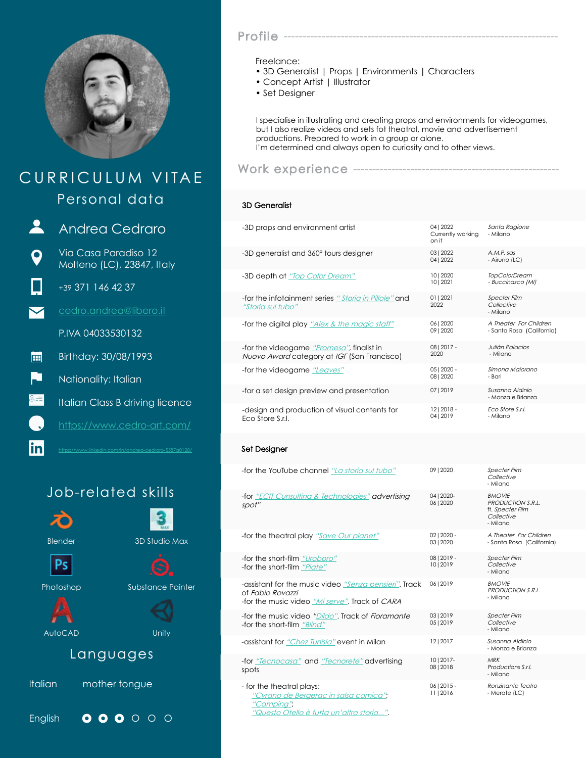# CURRICULUM VITAE

## Personal data

Andrea Cedraro

Via Casa Paradiso 12
Molteno (LC), 23847, Italy

+39 371 146 42 37

cedro.andrea@libero.it

P.IVA 04033530132

Birthday: 30/08/1993

Nationality: Italian

Italian Class B driving licence

https://www.cedro-art.com/

https://www.linkedin.com/in/andrea-cedraro-5587a0128/

## Job-related skills

- Blender
- 3D Studio Max
- Photoshop
- Substance Painter
- AutoCAD
- Unity

## Languages

Italian — mother tongue

English ●●●○○○

## Profile

Freelance:
- 3D Generalist | Props | Environments | Characters
- Concept Artist | Illustrator
- Set Designer

I specialise in illustrating and creating props and environments for videogames, but I also realize videos and sets fot theatral, movie and advertisement productions. Prepared to work in a group or alone.
I'm determined and always open to curiosity and to other views.

## Work experience

### 3D Generalist

| Activity | Date | Client |
| --- | --- | --- |
| -3D props and environment artist | 04 \| 2022 Currently working on it | *Santa Ragione - Milano* |
| -3D generalist and 360° tours designer | 03 \| 2022 04 \| 2022 | *A.M.P. sas - Airuno (LC)* |
| -3D depth at *"Top Color Dream"* | 10 \| 2020 10 \| 2021 | *TopColorDream - Buccinasco (MI)* |
| -for the infotainment series *" Storia in Pillole"* and *"Storia sul tubo"* | 01 \| 2021 2022 | *Specter Film Collective - Milano* |
| -for the digital play *"Alex & the magic staff"* | 06 \| 2020 09 \| 2020 | *A Theater For Children - Santa Rosa (California)* |
| -for the videogame *"Promesa"*, finalist in *Nuovo Award* category at *IGF* (San Francisco) | 08 \| 2017 - 2020 | *Julián Palacios - Milano* |
| -for the videogame *"Leaves"* | 05 \| 2020 - 08 \| 2020 | *Simona Maiorano - Bari* |
| -for a set design preview and presentation | 07 \| 2019 | *Susanna Aldinio - Monza e Brianza* |
| -design and production of visual contents for Eco Store S.r.l. | 12 \| 2018 - 04 \| 2019 | *Eco Store S.r.l. - Milano* |

### Set Designer

| Activity | Date | Client |
| --- | --- | --- |
| -for the YouTube channel *"La storia sul tubo"* | 09 \| 2020 | *Specter Film Collective - Milano* |
| -for *"ECIT Cunsulting & Technologies"* *advertising spot"* | 04 \| 2020- 06 \| 2020 | *BMOVIE PRODUCTION S.R.L. ft. Specter Film Collective - Milano* |
| -for the theatral play *"Save Our planet"* | 02 \| 2020 - 03 \| 2020 | *A Theater For Children - Santa Rosa (California)* |
| -for the short-film *"Uroboro"* <br> -for the short-film *"Plate"* | 08 \| 2019 - 10 \| 2019 | *Specter Film Collective - Milano* |
| -assistant for the music video *"Senza pensieri"*. Track of *Fabio Rovazzi* <br> -for the music video *"Mi serve"*. Track of *CARA* | 06 \| 2019 | *BMOVIE PRODUCTION S.R.L. - Milano* |
| -for the music video *"Dildo"*. Track of *Fioramante* <br> -for the short-film *"Blind"* | 03 \| 2019 05 \| 2019 | *Specter Film Collective - Milano* |
| -assistant for *"Chez Tunisia"* event in Milan | 12 \| 2017 | *Susanna Aldinio - Monza e Brianza* |
| -for *"Tecnocasa"* and *"Tecnorete"* advertising spots | 10 \| 2017- 08 \| 2018 | *MRK Productions S.r.l. - Milano* |
| - for the theatral plays: *"Cyrano de Bergerac in salsa comica"*; *"Camping"*; *"Questo Otello è tutta un'altra storia..."*. | 06 \| 2015 - 11 \| 2016 | *Ronzinante Teatro - Merate (LC)* |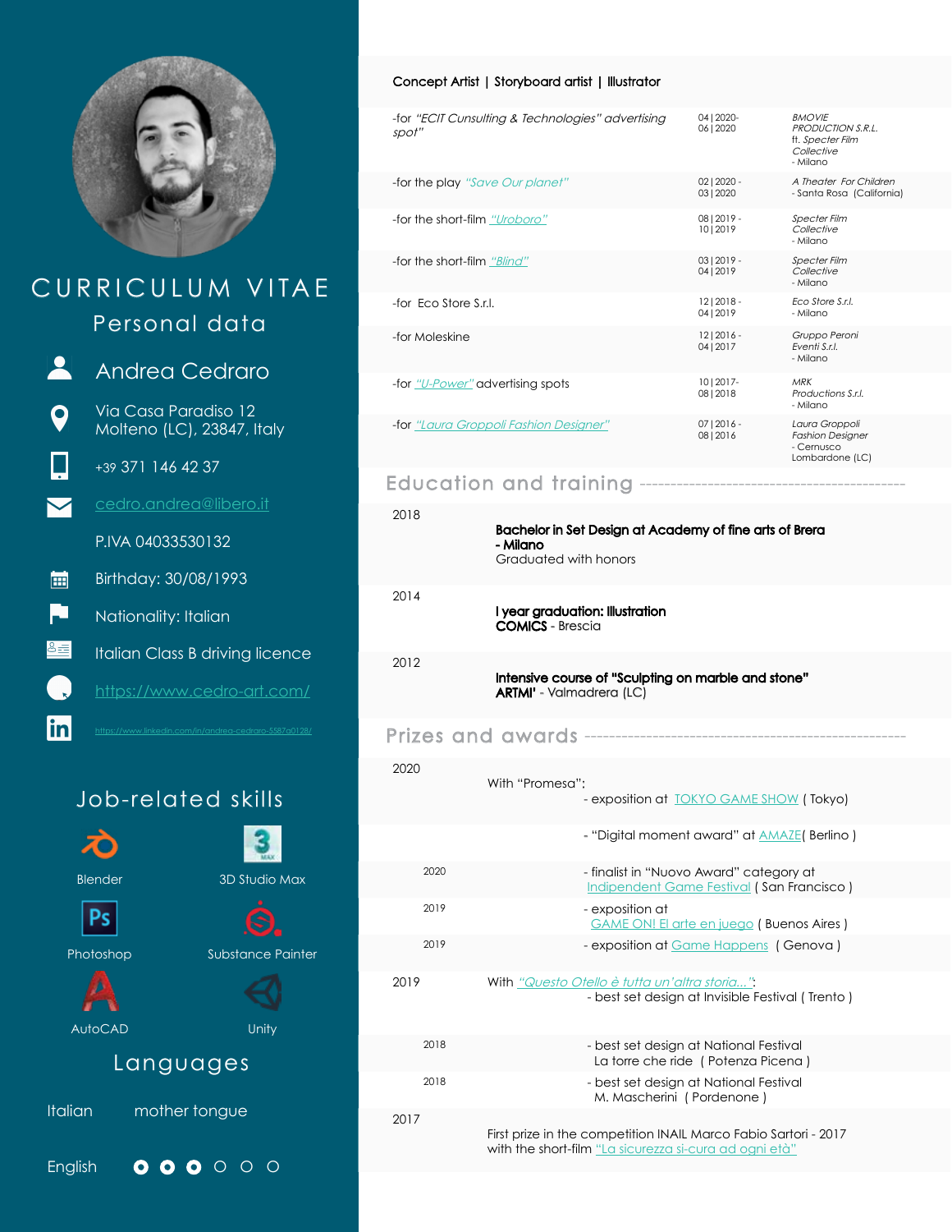# CURRICULUM VITAE

## Personal data

Andrea Cedraro

Via Casa Paradiso 12
Molteno (LC), 23847, Italy

+39 371 146 42 37

cedro.andrea@libero.it

P.IVA 04033530132

Birthday: 30/08/1993

Nationality: Italian

Italian Class B driving licence

https://www.cedro-art.com/

https://www.linkedin.com/in/andrea-cedraro-5587a0128/

## Job-related skills

- Blender
- 3D Studio Max
- Photoshop
- Substance Painter
- AutoCAD
- Unity

## Languages

Italian — mother tongue

English — ● ● ● ○ ○ ○

---

### Concept Artist | Storyboard artist | Illustrator

| | | |
|---|---|---|
| -for *"ECIT Cunsulting & Technologies" advertising spot"* | 04 \| 2020- 06 \| 2020 | *BMOVIE PRODUCTION S.R.L. ft. Specter Film Collective - Milano* |
| -for the play *"Save Our planet"* | 02 \| 2020 - 03 \| 2020 | *A Theater For Children - Santa Rosa (California)* |
| -for the short-film *"Uroboro"* | 08 \| 2019 - 10 \| 2019 | *Specter Film Collective - Milano* |
| -for the short-film *"Blind"* | 03 \| 2019 - 04 \| 2019 | *Specter Film Collective - Milano* |
| -for Eco Store S.r.l. | 12 \| 2018 - 04 \| 2019 | *Eco Store S.r.l. - Milano* |
| -for Moleskine | 12 \| 2016 - 04 \| 2017 | *Gruppo Peroni Eventi S.r.l. - Milano* |
| -for *"U-Power"* advertising spots | 10 \| 2017- 08 \| 2018 | *MRK Productions S.r.l. - Milano* |
| -for *"Laura Groppoli Fashion Designer"* | 07 \| 2016 - 08 \| 2016 | *Laura Groppoli Fashion Designer - Cernusco Lombardone (LC)* |

## Education and training

**2018**
**Bachelor in Set Design at Academy of fine arts of Brera - Milano**
Graduated with honors

**2014**
**I year graduation: Illustration**
**COMICS** - Brescia

**2012**
**Intensive course of "Sculpting on marble and stone"**
**ARTMI'** - Valmadrera (LC)

## Prizes and awards

**2020**
With "Promesa":
- exposition at TOKYO GAME SHOW ( Tokyo)
- "Digital moment award" at AMAZE( Berlino )

2020 - finalist in "Nuovo Award" category at Indipendent Game Festival ( San Francisco )

2019 - exposition at GAME ON! El arte en juego ( Buenos Aires )

2019 - exposition at Game Happens ( Genova )

**2019**
With *"Questo Otello è tutta un'altra storia..."*:
- best set design at Invisible Festival ( Trento )

2018 - best set design at National Festival La torre che ride ( Potenza Picena )

2018 - best set design at National Festival M. Mascherini ( Pordenone )

**2017**
First prize in the competition INAIL Marco Fabio Sartori - 2017 with the short-film "La sicurezza si-cura ad ogni età"